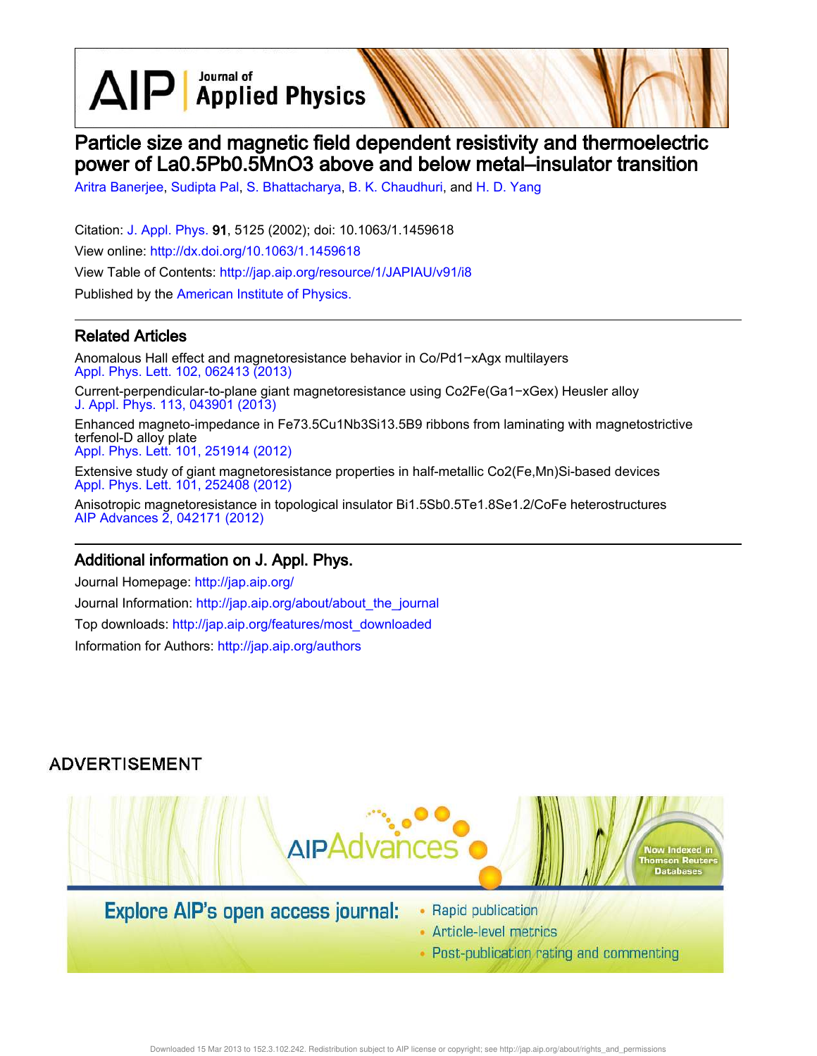# Particle size and magnetic field dependent resistivity and thermoelectric power of La0.5Pb0.5MnO3 above and below metal–insulator transition

Aritra Banerjee, Sudipta Pal, S. Bhattacharya, B. K. Chaudhuri, and H. D. Yang

Citation: J. Appl. Phys. **91**, 5125 (2002); doi: 10.1063/1.1459618

View online: http://dx.doi.org/10.1063/1.1459618

View Table of Contents: http://jap.aip.org/resource/1/JAPIAU/v91/i8

Published by the American Institute of Physics.

## Related Articles

Anomalous Hall effect and magnetoresistance behavior in Co/Pd1−xAgx multilayers
Appl. Phys. Lett. 102, 062413 (2013)

Current-perpendicular-to-plane giant magnetoresistance using Co2Fe(Ga1−xGex) Heusler alloy
J. Appl. Phys. 113, 043901 (2013)

Enhanced magneto-impedance in Fe73.5Cu1Nb3Si13.5B9 ribbons from laminating with magnetostrictive terfenol-D alloy plate
Appl. Phys. Lett. 101, 251914 (2012)

Extensive study of giant magnetoresistance properties in half-metallic Co2(Fe,Mn)Si-based devices
Appl. Phys. Lett. 101, 252408 (2012)

Anisotropic magnetoresistance in topological insulator Bi1.5Sb0.5Te1.8Se1.2/CoFe heterostructures
AIP Advances 2, 042171 (2012)

## Additional information on J. Appl. Phys.

Journal Homepage: http://jap.aip.org/

Journal Information: http://jap.aip.org/about/about_the_journal

Top downloads: http://jap.aip.org/features/most_downloaded

Information for Authors: http://jap.aip.org/authors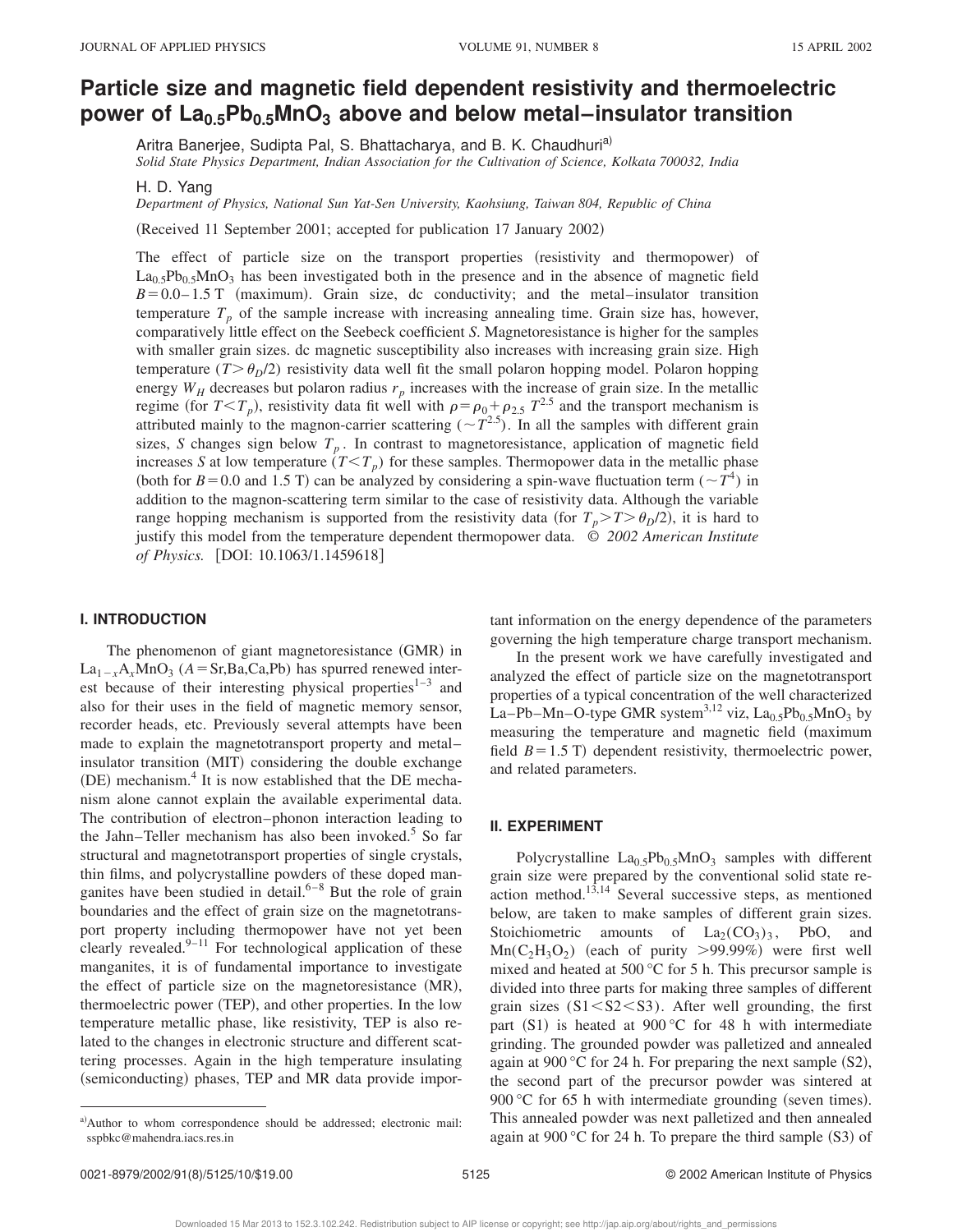# Particle size and magnetic field dependent resistivity and thermoelectric power of $La_{0.5}Pb_{0.5}MnO_3$ above and below metal–insulator transition

Aritra Banerjee, Sudipta Pal, S. Bhattacharya, and B. K. Chaudhuri[a]

*Solid State Physics Department, Indian Association for the Cultivation of Science, Kolkata 700032, India*

H. D. Yang

*Department of Physics, National Sun Yat-Sen University, Kaohsiung, Taiwan 804, Republic of China*

(Received 11 September 2001; accepted for publication 17 January 2002)

The effect of particle size on the transport properties (resistivity and thermopower) of $La_{0.5}Pb_{0.5}MnO_3$ has been investigated both in the presence and in the absence of magnetic field $B = 0.0–1.5$ T (maximum). Grain size, dc conductivity; and the metal–insulator transition temperature $T_p$ of the sample increase with increasing annealing time. Grain size has, however, comparatively little effect on the Seebeck coefficient $S$. Magnetoresistance is higher for the samples with smaller grain sizes. dc magnetic susceptibility also increases with increasing grain size. High temperature ($T > \theta_D/2$) resistivity data well fit the small polaron hopping model. Polaron hopping energy $W_H$ decreases but polaron radius $r_p$ increases with the increase of grain size. In the metallic regime (for $T < T_p$), resistivity data fit well with $\rho = \rho_0 + \rho_{2.5} T^{2.5}$ and the transport mechanism is attributed mainly to the magnon-carrier scattering ($\sim T^{2.5}$). In all the samples with different grain sizes, $S$ changes sign below $T_p$. In contrast to magnetoresistance, application of magnetic field increases $S$ at low temperature ($T < T_p$) for these samples. Thermopower data in the metallic phase (both for $B = 0.0$ and 1.5 T) can be analyzed by considering a spin-wave fluctuation term ($\sim T^4$) in addition to the magnon-scattering term similar to the case of resistivity data. Although the variable range hopping mechanism is supported from the resistivity data (for $T_p > T > \theta_D/2$), it is hard to justify this model from the temperature dependent thermopower data. © *2002 American Institute of Physics.* [DOI: 10.1063/1.1459618]

## I. INTRODUCTION

The phenomenon of giant magnetoresistance (GMR) in $La_{1-x}A_xMnO_3$ (A = Sr,Ba,Ca,Pb) has spurred renewed interest because of their interesting physical properties[1–3] and also for their uses in the field of magnetic memory sensor, recorder heads, etc. Previously several attempts have been made to explain the magnetotransport property and metal–insulator transition (MIT) considering the double exchange (DE) mechanism.[4] It is now established that the DE mechanism alone cannot explain the available experimental data. The contribution of electron–phonon interaction leading to the Jahn–Teller mechanism has also been invoked.[5] So far structural and magnetotransport properties of single crystals, thin films, and polycrystalline powders of these doped manganites have been studied in detail.[6–8] But the role of grain boundaries and the effect of grain size on the magnetotransport property including thermopower have not yet been clearly revealed.[9–11] For technological application of these manganites, it is of fundamental importance to investigate the effect of particle size on the magnetoresistance (MR), thermoelectric power (TEP), and other properties. In the low temperature metallic phase, like resistivity, TEP is also related to the changes in electronic structure and different scattering processes. Again in the high temperature insulating (semiconducting) phases, TEP and MR data provide important information on the energy dependence of the parameters governing the high temperature charge transport mechanism.

In the present work we have carefully investigated and analyzed the effect of particle size on the magnetotransport properties of a typical concentration of the well characterized La–Pb–Mn–O-type GMR system[3,12] viz, $La_{0.5}Pb_{0.5}MnO_3$ by measuring the temperature and magnetic field (maximum field $B = 1.5$ T) dependent resistivity, thermoelectric power, and related parameters.

## II. EXPERIMENT

Polycrystalline $La_{0.5}Pb_{0.5}MnO_3$ samples with different grain size were prepared by the conventional solid state reaction method.[13,14] Several successive steps, as mentioned below, are taken to make samples of different grain sizes. Stoichiometric amounts of $La_2(CO_3)_3$, PbO, and $Mn(C_2H_3O_2)$ (each of purity >99.99%) were first well mixed and heated at 500 °C for 5 h. This precursor sample is divided into three parts for making three samples of different grain sizes (S1<S2<S3). After well grounding, the first part (S1) is heated at 900 °C for 48 h with intermediate grinding. The grounded powder was palletized and annealed again at 900 °C for 24 h. For preparing the next sample (S2), the second part of the precursor powder was sintered at 900 °C for 65 h with intermediate grounding (seven times). This annealed powder was next palletized and then annealed again at 900 °C for 24 h. To prepare the third sample (S3) of

[a] Author to whom correspondence should be addressed; electronic mail: sspbkc@mahendra.iacs.res.in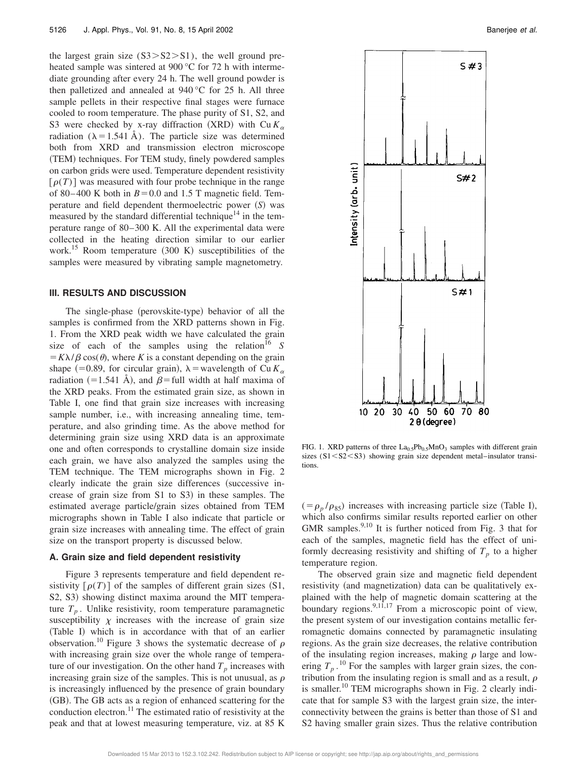the largest grain size (S3>S2>S1), the well ground preheated sample was sintered at 900 °C for 72 h with intermediate grounding after every 24 h. The well ground powder is then palletized and annealed at 940 °C for 25 h. All three sample pellets in their respective final stages were furnace cooled to room temperature. The phase purity of S1, S2, and S3 were checked by x-ray diffraction (XRD) with Cu $K_\alpha$ radiation ($\lambda = 1.541$ Å). The particle size was determined both from XRD and transmission electron microscope (TEM) techniques. For TEM study, finely powdered samples on carbon grids were used. Temperature dependent resistivity [$\rho(T)$] was measured with four probe technique in the range of 80–400 K both in $B = 0.0$ and 1.5 T magnetic field. Temperature and field dependent thermoelectric power ($S$) was measured by the standard differential technique[14] in the temperature range of 80–300 K. All the experimental data were collected in the heating direction similar to our earlier work.[15] Room temperature (300 K) susceptibilities of the samples were measured by vibrating sample magnetometry.

## III. RESULTS AND DISCUSSION

The single-phase (perovskite-type) behavior of all the samples is confirmed from the XRD patterns shown in Fig. 1. From the XRD peak width we have calculated the grain size of each of the samples using the relation[16] $S = K\lambda/\beta\cos(\theta)$, where $K$ is a constant depending on the grain shape (=0.89, for circular grain), $\lambda$ = wavelength of Cu $K_\alpha$ radiation (=1.541 Å), and $\beta$ = full width at half maxima of the XRD peaks. From the estimated grain size, as shown in Table I, one find that grain size increases with increasing sample number, i.e., with increasing annealing time, temperature, and also grinding time. As the above method for determining grain size using XRD data is an approximate one and often corresponds to crystalline domain size inside each grain, we have also analyzed the samples using the TEM technique. The TEM micrographs shown in Fig. 2 clearly indicate the grain size differences (successive increase of grain size from S1 to S3) in these samples. The estimated average particle/grain sizes obtained from TEM micrographs shown in Table I also indicate that particle or grain size increases with annealing time. The effect of grain size on the transport property is discussed below.

### A. Grain size and field dependent resistivity

Figure 3 represents temperature and field dependent resistivity [$\rho(T)$] of the samples of different grain sizes (S1, S2, S3) showing distinct maxima around the MIT temperature $T_p$. Unlike resistivity, room temperature paramagnetic susceptibility $\chi$ increases with the increase of grain size (Table I) which is in accordance with that of an earlier observation.[10] Figure 3 shows the systematic decrease of $\rho$ with increasing grain size over the whole range of temperature of our investigation. On the other hand $T_p$ increases with increasing grain size of the samples. This is not unusual, as $\rho$ is increasingly influenced by the presence of grain boundary (GB). The GB acts as a region of enhanced scattering for the conduction electron.[11] The estimated ratio of resistivity at the peak and that at lowest measuring temperature, viz. at 85 K

FIG. 1. XRD patterns of three $La_{0.5}Pb_{0.5}MnO_3$ samples with different grain sizes (S1<S2<S3) showing grain size dependent metal–insulator transitions.

($= \rho_p/\rho_{85}$) increases with increasing particle size (Table I), which also confirms similar results reported earlier on other GMR samples.[9,10] It is further noticed from Fig. 3 that for each of the samples, magnetic field has the effect of uniformly decreasing resistivity and shifting of $T_p$ to a higher temperature region.

The observed grain size and magnetic field dependent resistivity (and magnetization) data can be qualitatively explained with the help of magnetic domain scattering at the boundary regions.[9,11,17] From a microscopic point of view, the present system of our investigation contains metallic ferromagnetic domains connected by paramagnetic insulating regions. As the grain size decreases, the relative contribution of the insulating region increases, making $\rho$ large and lowering $T_p$.[10] For the samples with larger grain sizes, the contribution from the insulating region is small and as a result, $\rho$ is smaller.[10] TEM micrographs shown in Fig. 2 clearly indicate that for sample S3 with the largest grain size, the interconnectivity between the grains is better than those of S1 and S2 having smaller grain sizes. Thus the relative contribution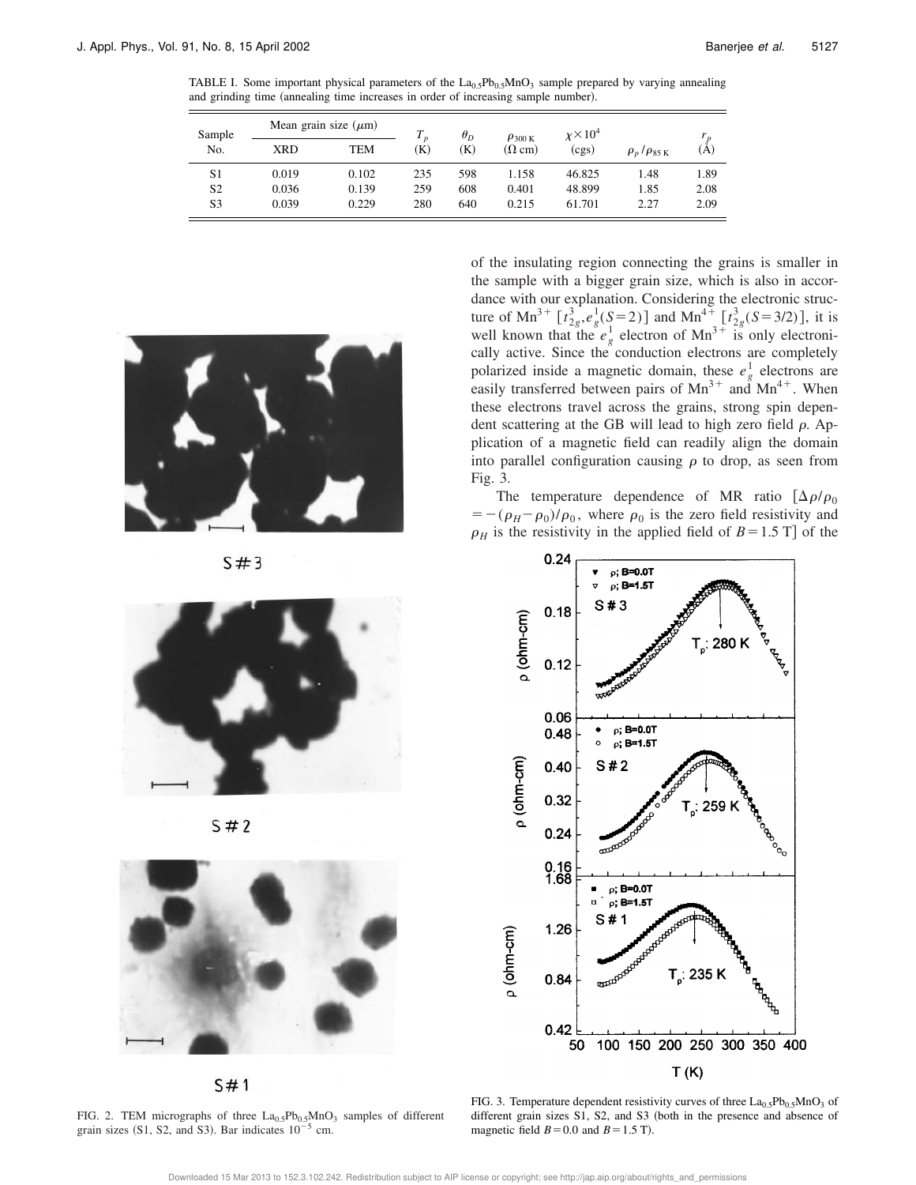TABLE I. Some important physical parameters of the $La_{0.5}Pb_{0.5}MnO_3$ sample prepared by varying annealing and grinding time (annealing time increases in order of increasing sample number).

| Sample No. | Mean grain size ($\mu$m) | | $T_p$ (K) | $\theta_D$ (K) | $\rho_{300\,K}$ ($\Omega$ cm) | $\chi \times 10^4$ (cgs) | $\rho_p/\rho_{85\,K}$ | $r_p$ (Å) |
|---|---|---|---|---|---|---|---|---|
| | XRD | TEM | | | | | | |
| S1 | 0.019 | 0.102 | 235 | 598 | 1.158 | 46.825 | 1.48 | 1.89 |
| S2 | 0.036 | 0.139 | 259 | 608 | 0.401 | 48.899 | 1.85 | 2.08 |
| S3 | 0.039 | 0.229 | 280 | 640 | 0.215 | 61.701 | 2.27 | 2.09 |

FIG. 2. TEM micrographs of three $La_{0.5}Pb_{0.5}MnO_3$ samples of different grain sizes (S1, S2, and S3). Bar indicates $10^{-5}$ cm.

of the insulating region connecting the grains is smaller in the sample with a bigger grain size, which is also in accordance with our explanation. Considering the electronic structure of $Mn^{3+}$ [$t_{2g}^3, e_g^1 (S=2)$] and $Mn^{4+}$ [$t_{2g}^3 (S=3/2)$], it is well known that the $e_g^1$ electron of $Mn^{3+}$ is only electronically active. Since the conduction electrons are completely polarized inside a magnetic domain, these $e_g^1$ electrons are easily transferred between pairs of $Mn^{3+}$ and $Mn^{4+}$. When these electrons travel across the grains, strong spin dependent scattering at the GB will lead to high zero field $\rho$. Application of a magnetic field can readily align the domain into parallel configuration causing $\rho$ to drop, as seen from Fig. 3.

The temperature dependence of MR ratio [$\Delta\rho/\rho_0 = -(\rho_H - \rho_0)/\rho_0$, where $\rho_0$ is the zero field resistivity and $\rho_H$ is the resistivity in the applied field of $B = 1.5$ T] of the

FIG. 3. Temperature dependent resistivity curves of three $La_{0.5}Pb_{0.5}MnO_3$ of different grain sizes S1, S2, and S3 (both in the presence and absence of magnetic field $B = 0.0$ and $B = 1.5$ T).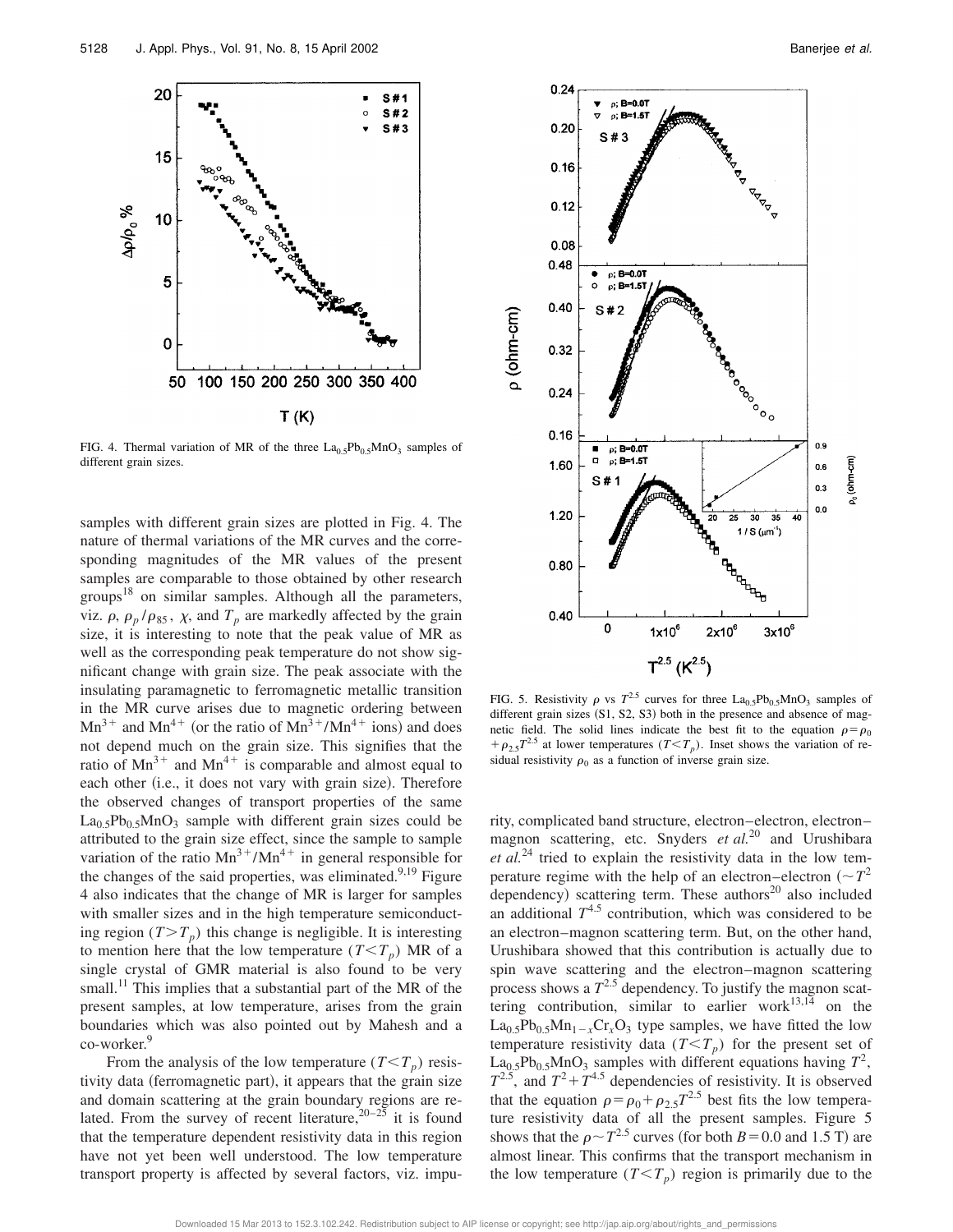FIG. 4. Thermal variation of MR of the three $La_{0.5}Pb_{0.5}MnO_3$ samples of different grain sizes.

samples with different grain sizes are plotted in Fig. 4. The nature of thermal variations of the MR curves and the corresponding magnitudes of the MR values of the present samples are comparable to those obtained by other research groups[18] on similar samples. Although all the parameters, viz. $\rho$, $\rho_p/\rho_{85}$, $\chi$, and $T_p$ are markedly affected by the grain size, it is interesting to note that the peak value of MR as well as the corresponding peak temperature do not show significant change with grain size. The peak associate with the insulating paramagnetic to ferromagnetic metallic transition in the MR curve arises due to magnetic ordering between $Mn^{3+}$ and $Mn^{4+}$ (or the ratio of $Mn^{3+}/Mn^{4+}$ ions) and does not depend much on the grain size. This signifies that the ratio of $Mn^{3+}$ and $Mn^{4+}$ is comparable and almost equal to each other (i.e., it does not vary with grain size). Therefore the observed changes of transport properties of the same $La_{0.5}Pb_{0.5}MnO_3$ sample with different grain sizes could be attributed to the grain size effect, since the sample to sample variation of the ratio $Mn^{3+}/Mn^{4+}$ in general responsible for the changes of the said properties, was eliminated.[9,19] Figure 4 also indicates that the change of MR is larger for samples with smaller sizes and in the high temperature semiconducting region ($T>T_p$) this change is negligible. It is interesting to mention here that the low temperature ($T<T_p$) MR of a single crystal of GMR material is also found to be very small.[11] This implies that a substantial part of the MR of the present samples, at low temperature, arises from the grain boundaries which was also pointed out by Mahesh and a co-worker.[9]

From the analysis of the low temperature ($T<T_p$) resistivity data (ferromagnetic part), it appears that the grain size and domain scattering at the grain boundary regions are related. From the survey of recent literature,[20–25] it is found that the temperature dependent resistivity data in this region have not yet been well understood. The low temperature transport property is affected by several factors, viz. impurity, complicated band structure, electron–electron, electron–magnon scattering, etc. Snyders *et al.*[20] and Urushibara *et al.*[24] tried to explain the resistivity data in the low temperature regime with the help of an electron–electron ($\sim T^2$ dependency) scattering term. These authors[20] also included an additional $T^{4.5}$ contribution, which was considered to be an electron–magnon scattering term. But, on the other hand, Urushibara showed that this contribution is actually due to spin wave scattering and the electron–magnon scattering process shows a $T^{2.5}$ dependency. To justify the magnon scattering contribution, similar to earlier work[13,14] on the $La_{0.5}Pb_{0.5}Mn_{1-x}Cr_xO_3$ type samples, we have fitted the low temperature resistivity data ($T<T_p$) for the present set of $La_{0.5}Pb_{0.5}MnO_3$ samples with different equations having $T^2$, $T^{2.5}$, and $T^2+T^{4.5}$ dependencies of resistivity. It is observed that the equation $\rho=\rho_0+\rho_{2.5}T^{2.5}$ best fits the low temperature resistivity data of all the present samples. Figure 5 shows that the $\rho\sim T^{2.5}$ curves (for both $B=0.0$ and 1.5 T) are almost linear. This confirms that the transport mechanism in the low temperature ($T<T_p$) region is primarily due to the

FIG. 5. Resistivity $\rho$ vs $T^{2.5}$ curves for three $La_{0.5}Pb_{0.5}MnO_3$ samples of different grain sizes (S1, S2, S3) both in the presence and absence of magnetic field. The solid lines indicate the best fit to the equation $\rho=\rho_0+\rho_{2.5}T^{2.5}$ at lower temperatures ($T<T_p$). Inset shows the variation of residual resistivity $\rho_0$ as a function of inverse grain size.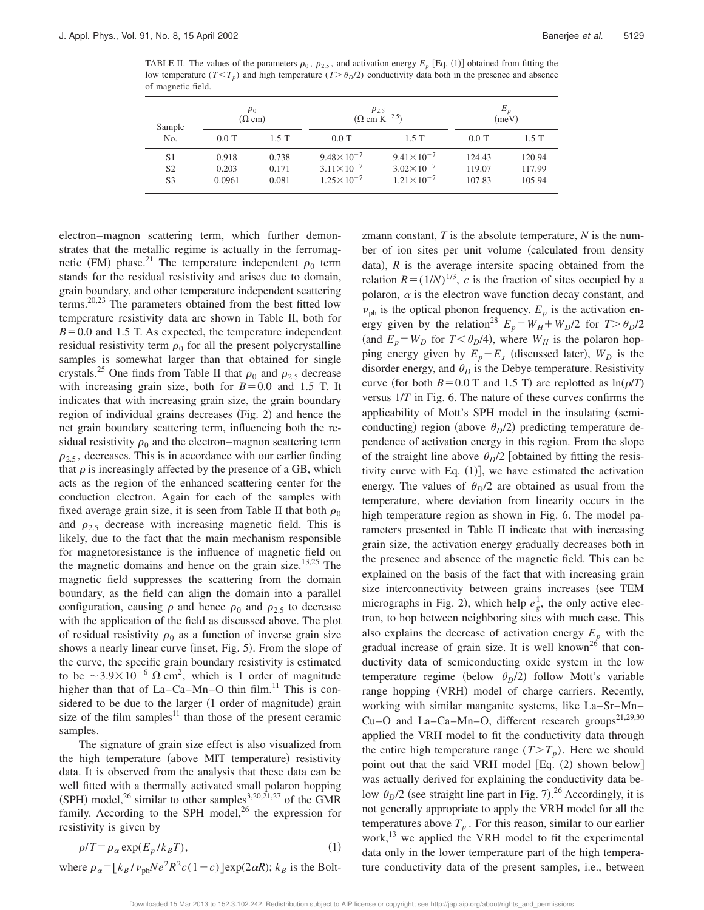TABLE II. The values of the parameters $\rho_0$, $\rho_{2.5}$, and activation energy $E_p$ [Eq. (1)] obtained from fitting the low temperature ($T<T_p$) and high temperature ($T>\theta_D/2$) conductivity data both in the presence and absence of magnetic field.

| Sample No. | $\rho_0$ ($\Omega$ cm) | | $\rho_{2.5}$ ($\Omega$ cm K$^{-2.5}$) | | $E_p$ (meV) | |
|---|---|---|---|---|---|---|
| | 0.0 T | 1.5 T | 0.0 T | 1.5 T | 0.0 T | 1.5 T |
| S1 | 0.918 | 0.738 | $9.48\times10^{-7}$ | $9.41\times10^{-7}$ | 124.43 | 120.94 |
| S2 | 0.203 | 0.171 | $3.11\times10^{-7}$ | $3.02\times10^{-7}$ | 119.07 | 117.99 |
| S3 | 0.0961 | 0.081 | $1.25\times10^{-7}$ | $1.21\times10^{-7}$ | 107.83 | 105.94 |

electron–magnon scattering term, which further demonstrates that the metallic regime is actually in the ferromagnetic (FM) phase.[21] The temperature independent $\rho_0$ term stands for the residual resistivity and arises due to domain, grain boundary, and other temperature independent scattering terms.[20,23] The parameters obtained from the best fitted low temperature resistivity data are shown in Table II, both for $B=0.0$ and 1.5 T. As expected, the temperature independent residual resistivity term $\rho_0$ for all the present polycrystalline samples is somewhat larger than that obtained for single crystals.[25] One finds from Table II that $\rho_0$ and $\rho_{2.5}$ decrease with increasing grain size, both for $B=0.0$ and 1.5 T. It indicates that with increasing grain size, the grain boundary region of individual grains decreases (Fig. 2) and hence the net grain boundary scattering term, influencing both the residual resistivity $\rho_0$ and the electron–magnon scattering term $\rho_{2.5}$, decreases. This is in accordance with our earlier finding that $\rho$ is increasingly affected by the presence of a GB, which acts as the region of the enhanced scattering center for the conduction electron. Again for each of the samples with fixed average grain size, it is seen from Table II that both $\rho_0$ and $\rho_{2.5}$ decrease with increasing magnetic field. This is likely, due to the fact that the main mechanism responsible for magnetoresistance is the influence of magnetic field on the magnetic domains and hence on the grain size.[13,25] The magnetic field suppresses the scattering from the domain boundary, as the field can align the domain into a parallel configuration, causing $\rho$ and hence $\rho_0$ and $\rho_{2.5}$ to decrease with the application of the field as discussed above. The plot of residual resistivity $\rho_0$ as a function of inverse grain size shows a nearly linear curve (inset, Fig. 5). From the slope of the curve, the specific grain boundary resistivity is estimated to be $\sim 3.9\times10^{-6}\ \Omega\ \text{cm}^2$, which is 1 order of magnitude higher than that of La–Ca–Mn–O thin film.[11] This is considered to be due to the larger (1 order of magnitude) grain size of the film samples[11] than those of the present ceramic samples.

The signature of grain size effect is also visualized from the high temperature (above MIT temperature) resistivity data. It is observed from the analysis that these data can be well fitted with a thermally activated small polaron hopping (SPH) model,[26] similar to other samples[3,20,21,27] of the GMR family. According to the SPH model,[26] the expression for resistivity is given by

$$\rho/T=\rho_\alpha \exp(E_p/k_BT), \tag{1}$$

where $\rho_\alpha=[k_B/\nu_{\text{ph}}Ne^2R^2c(1-c)]\exp(2\alpha R)$; $k_B$ is the Boltzmann constant, $T$ is the absolute temperature, $N$ is the number of ion sites per unit volume (calculated from density data), $R$ is the average intersite spacing obtained from the relation $R=(1/N)^{1/3}$, $c$ is the fraction of sites occupied by a polaron, $\alpha$ is the electron wave function decay constant, and $\nu_{\text{ph}}$ is the optical phonon frequency. $E_p$ is the activation energy given by the relation[28] $E_p=W_H+W_D/2$ for $T>\theta_D/2$ (and $E_p=W_D$ for $T<\theta_D/4$), where $W_H$ is the polaron hopping energy given by $E_p-E_s$ (discussed later), $W_D$ is the disorder energy, and $\theta_D$ is the Debye temperature. Resistivity curve (for both $B=0.0$ T and 1.5 T) are replotted as $\ln(\rho/T)$ versus $1/T$ in Fig. 6. The nature of these curves confirms the applicability of Mott's SPH model in the insulating (semiconducting) region (above $\theta_D/2$) predicting temperature dependence of activation energy in this region. From the slope of the straight line above $\theta_D/2$ [obtained by fitting the resistivity curve with Eq. (1)], we have estimated the activation energy. The values of $\theta_D/2$ are obtained as usual from the temperature, where deviation from linearity occurs in the high temperature region as shown in Fig. 6. The model parameters presented in Table II indicate that with increasing grain size, the activation energy gradually decreases both in the presence and absence of the magnetic field. This can be explained on the basis of the fact that with increasing grain size interconnectivity between grains increases (see TEM micrographs in Fig. 2), which help $e_g^1$, the only active electron, to hop between neighboring sites with much ease. This also explains the decrease of activation energy $E_p$ with the gradual increase of grain size. It is well known[26] that conductivity data of semiconducting oxide system in the low temperature regime (below $\theta_D/2$) follow Mott's variable range hopping (VRH) model of charge carriers. Recently, working with similar manganite systems, like La–Sr–Mn–Cu–O and La–Ca–Mn–O, different research groups[21,29,30] applied the VRH model to fit the conductivity data through the entire high temperature range ($T>T_p$). Here we should point out that the said VRH model [Eq. (2) shown below] was actually derived for explaining the conductivity data below $\theta_D/2$ (see straight line part in Fig. 7).[26] Accordingly, it is not generally appropriate to apply the VRH model for all the temperatures above $T_p$. For this reason, similar to our earlier work,[13] we applied the VRH model to fit the experimental data only in the lower temperature part of the high temperature conductivity data of the present samples, i.e., between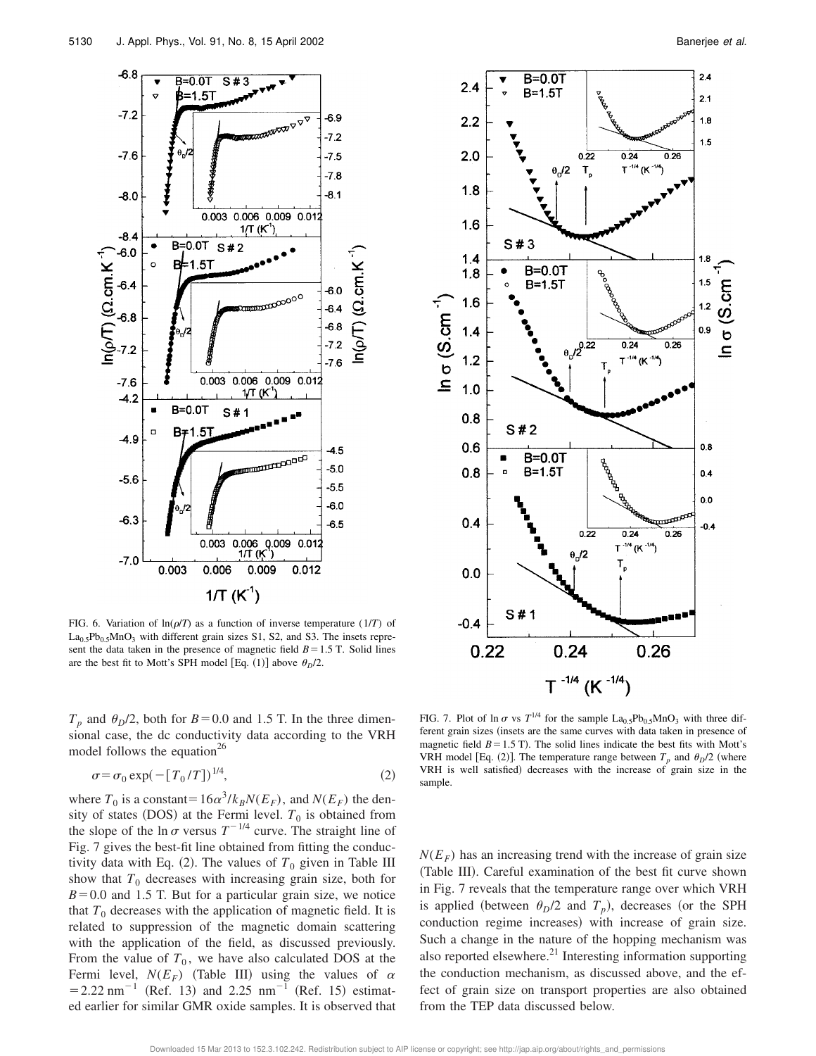FIG. 6. Variation of $\ln(\rho/T)$ as a function of inverse temperature $(1/T)$ of $La_{0.5}Pb_{0.5}MnO_3$ with different grain sizes S1, S2, and S3. The insets represent the data taken in the presence of magnetic field $B=1.5$ T. Solid lines are the best fit to Mott's SPH model [Eq. (1)] above $\theta_D/2$.

FIG. 7. Plot of ln $\sigma$ vs $T^{1/4}$ for the sample $La_{0.5}Pb_{0.5}MnO_3$ with three different grain sizes (insets are the same curves with data taken in presence of magnetic field $B=1.5$ T). The solid lines indicate the best fits with Mott's VRH model [Eq. (2)]. The temperature range between $T_p$ and $\theta_D/2$ (where VRH is well satisfied) decreases with the increase of grain size in the sample.

$T_p$ and $\theta_D/2$, both for $B=0.0$ and 1.5 T. In the three dimensional case, the dc conductivity data according to the VRH model follows the equation[26]

$$\sigma=\sigma_0 \exp(-[T_0/T])^{1/4}, \tag{2}$$

where $T_0$ is a constant$=16\alpha^3/k_B N(E_F)$, and $N(E_F)$ the density of states (DOS) at the Fermi level. $T_0$ is obtained from the slope of the ln $\sigma$ versus $T^{-1/4}$ curve. The straight line of Fig. 7 gives the best-fit line obtained from fitting the conductivity data with Eq. (2). The values of $T_0$ given in Table III show that $T_0$ decreases with increasing grain size, both for $B=0.0$ and 1.5 T. But for a particular grain size, we notice that $T_0$ decreases with the application of magnetic field. It is related to suppression of the magnetic domain scattering with the application of the field, as discussed previously. From the value of $T_0$, we have also calculated DOS at the Fermi level, $N(E_F)$ (Table III) using the values of $\alpha=2.22\ \text{nm}^{-1}$ (Ref. 13) and 2.25 $\text{nm}^{-1}$ (Ref. 15) estimated earlier for similar GMR oxide samples. It is observed that $N(E_F)$ has an increasing trend with the increase of grain size (Table III). Careful examination of the best fit curve shown in Fig. 7 reveals that the temperature range over which VRH is applied (between $\theta_D/2$ and $T_p$), decreases (or the SPH conduction regime increases) with increase of grain size. Such a change in the nature of the hopping mechanism was also reported elsewhere.[21] Interesting information supporting the conduction mechanism, as discussed above, and the effect of grain size on transport properties are also obtained from the TEP data discussed below.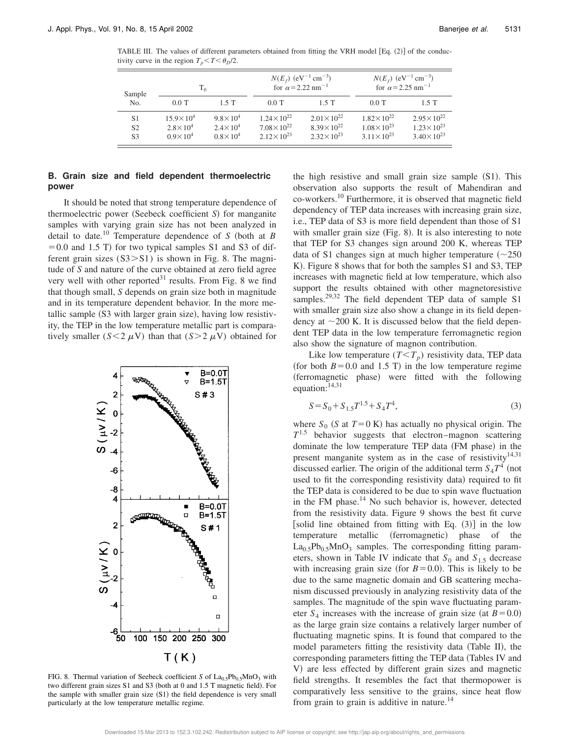TABLE III. The values of different parameters obtained from fitting the VRH model [Eq. (2)] of the conductivity curve in the region $T_p < T < \theta_D/2$.

| Sample No. | $T_0$ | | $N(E_f)$ ($eV^{-1}$ $cm^{-3}$) for $\alpha = 2.22$ $nm^{-1}$ | | $N(E_f)$ ($eV^{-1}$ $cm^{-3}$) for $\alpha = 2.25$ $nm^{-1}$ | |
|---|---|---|---|---|---|---|
| | 0.0 T | 1.5 T | 0.0 T | 1.5 T | 0.0 T | 1.5 T |
| S1 | $15.9\times10^4$ | $9.8\times10^4$ | $1.24\times10^{22}$ | $2.01\times10^{22}$ | $1.82\times10^{22}$ | $2.95\times10^{22}$ |
| S2 | $2.8\times10^4$ | $2.4\times10^4$ | $7.08\times10^{22}$ | $8.39\times10^{22}$ | $1.08\times10^{23}$ | $1.23\times10^{23}$ |
| S3 | $0.9\times10^4$ | $0.8\times10^4$ | $2.12\times10^{23}$ | $2.32\times10^{23}$ | $3.11\times10^{23}$ | $3.40\times10^{23}$ |

### B. Grain size and field dependent thermoelectric power

It should be noted that strong temperature dependence of thermoelectric power (Seebeck coefficient $S$) for manganite samples with varying grain size has not been analyzed in detail to date.[10] Temperature dependence of $S$ (both at $B = 0.0$ and 1.5 T) for two typical samples S1 and S3 of different grain sizes (S3>S1) is shown in Fig. 8. The magnitude of $S$ and nature of the curve obtained at zero field agree very well with other reported[31] results. From Fig. 8 we find that though small, $S$ depends on grain size both in magnitude and in its temperature dependent behavior. In the more metallic sample (S3 with larger grain size), having low resistivity, the TEP in the low temperature metallic part is comparatively smaller ($S < 2$ $\mu$V) than that ($S > 2$ $\mu$V) obtained for the high resistive and small grain size sample (S1). This observation also supports the result of Mahendiran and co-workers.[10] Furthermore, it is observed that magnetic field dependency of TEP data increases with increasing grain size, i.e., TEP data of S3 is more field dependent than those of S1 with smaller grain size (Fig. 8). It is also interesting to note that TEP for S3 changes sign around 200 K, whereas TEP data of S1 changes sign at much higher temperature (~250 K). Figure 8 shows that for both the samples S1 and S3, TEP increases with magnetic field at low temperature, which also support the results obtained with other magnetoresistive samples.[29,32] The field dependent TEP data of sample S1 with smaller grain size also show a change in its field dependency at ~200 K. It is discussed below that the field dependent TEP data in the low temperature ferromagnetic region also show the signature of magnon contribution.

FIG. 8. Thermal variation of Seebeck coefficient $S$ of $La_{0.5}Pb_{0.5}MnO_3$ with two different grain sizes S1 and S3 (both at 0 and 1.5 T magnetic field). For the sample with smaller grain size (S1) the field dependence is very small particularly at the low temperature metallic regime.

Like low temperature ($T < T_p$) resistivity data, TEP data (for both $B = 0.0$ and 1.5 T) in the low temperature regime (ferromagnetic phase) were fitted with the following equation:[14,31]

$$S = S_0 + S_{1.5}T^{1.5} + S_4T^4, \tag{3}$$

where $S_0$ ($S$ at $T = 0$ K) has actually no physical origin. The $T^{1.5}$ behavior suggests that electron–magnon scattering dominate the low temperature TEP data (FM phase) in the present manganite system as in the case of resistivity[14,31] discussed earlier. The origin of the additional term $S_4T^4$ (not used to fit the corresponding resistivity data) required to fit the TEP data is considered to be due to spin wave fluctuation in the FM phase.[14] No such behavior is, however, detected from the resistivity data. Figure 9 shows the best fit curve [solid line obtained from fitting with Eq. (3)] in the low temperature metallic (ferromagnetic) phase of the $La_{0.5}Pb_{0.5}MnO_3$ samples. The corresponding fitting parameters, shown in Table IV indicate that $S_0$ and $S_{1.5}$ decrease with increasing grain size (for $B = 0.0$). This is likely to be due to the same magnetic domain and GB scattering mechanism discussed previously in analyzing resistivity data of the samples. The magnitude of the spin wave fluctuating parameter $S_4$ increases with the increase of grain size (at $B = 0.0$) as the large grain size contains a relatively larger number of fluctuating magnetic spins. It is found that compared to the model parameters fitting the resistivity data (Table II), the corresponding parameters fitting the TEP data (Tables IV and V) are less effected by different grain sizes and magnetic field strengths. It resembles the fact that thermopower is comparatively less sensitive to the grains, since heat flow from grain to grain is additive in nature.[14]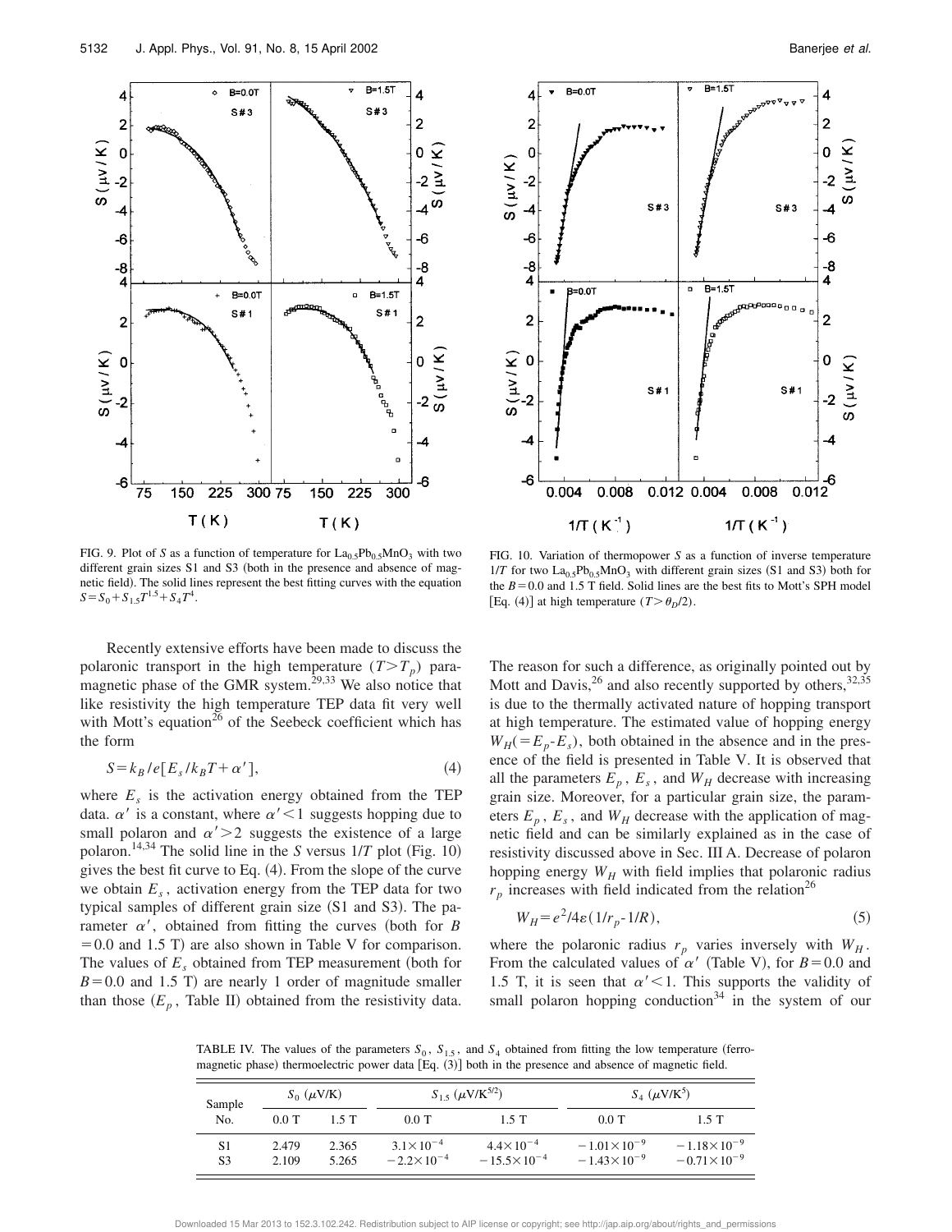FIG. 9. Plot of $S$ as a function of temperature for $La_{0.5}Pb_{0.5}MnO_3$ with two different grain sizes S1 and S3 (both in the presence and absence of magnetic field). The solid lines represent the best fitting curves with the equation $S = S_0 + S_{1.5}T^{1.5} + S_4 T^4$.

FIG. 10. Variation of thermopower $S$ as a function of inverse temperature $1/T$ for two $La_{0.5}Pb_{0.5}MnO_3$ with different grain sizes (S1 and S3) both for the $B = 0.0$ and 1.5 T field. Solid lines are the best fits to Mott's SPH model [Eq. (4)] at high temperature ($T > \theta_D/2$).

Recently extensive efforts have been made to discuss the polaronic transport in the high temperature ($T > T_p$) paramagnetic phase of the GMR system.[29,33] We also notice that like resistivity the high temperature TEP data fit very well with Mott's equation[26] of the Seebeck coefficient which has the form

$$S = k_B/e[E_s/k_B T + \alpha'], \tag{4}$$

where $E_s$ is the activation energy obtained from the TEP data. $\alpha'$ is a constant, where $\alpha' < 1$ suggests hopping due to small polaron and $\alpha' > 2$ suggests the existence of a large polaron.[14,34] The solid line in the $S$ versus $1/T$ plot (Fig. 10) gives the best fit curve to Eq. (4). From the slope of the curve we obtain $E_s$, activation energy from the TEP data for two typical samples of different grain size (S1 and S3). The parameter $\alpha'$, obtained from fitting the curves (both for $B = 0.0$ and 1.5 T) are also shown in Table V for comparison. The values of $E_s$ obtained from TEP measurement (both for $B = 0.0$ and 1.5 T) are nearly 1 order of magnitude smaller than those ($E_p$, Table II) obtained from the resistivity data. The reason for such a difference, as originally pointed out by Mott and Davis,[26] and also recently supported by others,[32,35] is due to the thermally activated nature of hopping transport at high temperature. The estimated value of hopping energy $W_H (= E_p - E_s)$, both obtained in the absence and in the presence of the field is presented in Table V. It is observed that all the parameters $E_p$, $E_s$, and $W_H$ decrease with increasing grain size. Moreover, for a particular grain size, the parameters $E_p$, $E_s$, and $W_H$ decrease with the application of magnetic field and can be similarly explained as in the case of resistivity discussed above in Sec. III A. Decrease of polaron hopping energy $W_H$ with field implies that polaronic radius $r_p$ increases with field indicated from the relation[26]

$$W_H = e^2/4\varepsilon(1/r_p - 1/R), \tag{5}$$

where the polaronic radius $r_p$ varies inversely with $W_H$. From the calculated values of $\alpha'$ (Table V), for $B = 0.0$ and 1.5 T, it is seen that $\alpha' < 1$. This supports the validity of small polaron hopping conduction[34] in the system of our

TABLE IV. The values of the parameters $S_0$, $S_{1.5}$, and $S_4$ obtained from fitting the low temperature (ferromagnetic phase) thermoelectric power data [Eq. (3)] both in the presence and absence of magnetic field.

| Sample No. | $S_0$ ($\mu$V/K) | | $S_{1.5}$ ($\mu$V/K$^{5/2}$) | | $S_4$ ($\mu$V/K$^5$) | |
|---|---|---|---|---|---|---|
| | 0.0 T | 1.5 T | 0.0 T | 1.5 T | 0.0 T | 1.5 T |
| S1 | 2.479 | 2.365 | $3.1\times10^{-4}$ | $4.4\times10^{-4}$ | $-1.01\times10^{-9}$ | $-1.18\times10^{-9}$ |
| S3 | 2.109 | 5.265 | $-2.2\times10^{-4}$ | $-15.5\times10^{-4}$ | $-1.43\times10^{-9}$ | $-0.71\times10^{-9}$ |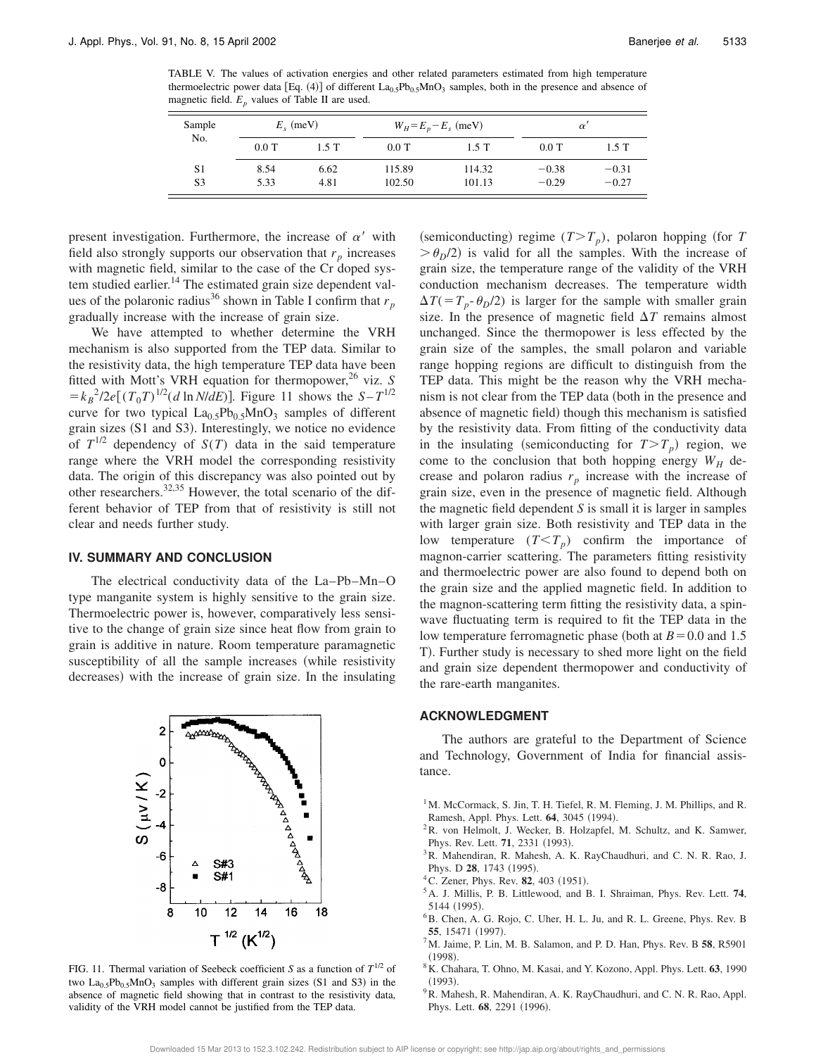TABLE V. The values of activation energies and other related parameters estimated from high temperature thermoelectric power data [Eq. (4)] of different $La_{0.5}Pb_{0.5}MnO_3$ samples, both in the presence and absence of magnetic field. $E_p$ values of Table II are used.

| Sample No. | $E_s$ (meV) | | $W_H = E_p - E_s$ (meV) | | $\alpha'$ | |
|---|---|---|---|---|---|---|
| | 0.0 T | 1.5 T | 0.0 T | 1.5 T | 0.0 T | 1.5 T |
| S1 | 8.54 | 6.62 | 115.89 | 114.32 | −0.38 | −0.31 |
| S3 | 5.33 | 4.81 | 102.50 | 101.13 | −0.29 | −0.27 |

present investigation. Furthermore, the increase of $\alpha'$ with field also strongly supports our observation that $r_p$ increases with magnetic field, similar to the case of the Cr doped system studied earlier.[14] The estimated grain size dependent values of the polaronic radius[36] shown in Table I confirm that $r_p$ gradually increase with the increase of grain size.

We have attempted to whether determine the VRH mechanism is also supported from the TEP data. Similar to the resistivity data, the high temperature TEP data have been fitted with Mott's VRH equation for thermopower,[26] viz. $S = k_B{}^2/2e[(T_0T)^{1/2}(d \ln N/dE)]$. Figure 11 shows the $S-T^{1/2}$ curve for two typical $La_{0.5}Pb_{0.5}MnO_3$ samples of different grain sizes (S1 and S3). Interestingly, we notice no evidence of $T^{1/2}$ dependency of $S(T)$ data in the said temperature range where the VRH model the corresponding resistivity data. The origin of this discrepancy was also pointed out by other researchers.[32,35] However, the total scenario of the different behavior of TEP from that of resistivity is still not clear and needs further study.

## IV. SUMMARY AND CONCLUSION

The electrical conductivity data of the La–Pb–Mn–O type manganite system is highly sensitive to the grain size. Thermoelectric power is, however, comparatively less sensitive to the change of grain size since heat flow from grain to grain is additive in nature. Room temperature paramagnetic susceptibility of all the sample increases (while resistivity decreases) with the increase of grain size. In the insulating (semiconducting) regime ($T>T_p$), polaron hopping (for $T>\theta_D/2$) is valid for all the samples. With the increase of grain size, the temperature range of the validity of the VRH conduction mechanism decreases. The temperature width $\Delta T(=T_p\text{-}\theta_D/2)$ is larger for the sample with smaller grain size. In the presence of magnetic field $\Delta T$ remains almost unchanged. Since the thermopower is less effected by the grain size of the samples, the small polaron and variable range hopping regions are difficult to distinguish from the TEP data. This might be the reason why the VRH mechanism is not clear from the TEP data (both in the presence and absence of magnetic field) though this mechanism is satisfied by the resistivity data. From fitting of the conductivity data in the insulating (semiconducting for $T>T_p$) region, we come to the conclusion that both hopping energy $W_H$ decrease and polaron radius $r_p$ increase with the increase of grain size, even in the presence of magnetic field. Although the magnetic field dependent $S$ is small it is larger in samples with larger grain size. Both resistivity and TEP data in the low temperature ($T<T_p$) confirm the importance of magnon-carrier scattering. The parameters fitting resistivity and thermoelectric power are also found to depend both on the grain size and the applied magnetic field. In addition to the magnon-scattering term fitting the resistivity data, a spin-wave fluctuating term is required to fit the TEP data in the low temperature ferromagnetic phase (both at $B=0.0$ and 1.5 T). Further study is necessary to shed more light on the field and grain size dependent thermopower and conductivity of the rare-earth manganites.

FIG. 11. Thermal variation of Seebeck coefficient $S$ as a function of $T^{1/2}$ of two $La_{0.5}Pb_{0.5}MnO_3$ samples with different grain sizes (S1 and S3) in the absence of magnetic field showing that in contrast to the resistivity data, validity of the VRH model cannot be justified from the TEP data.

## ACKNOWLEDGMENT

The authors are grateful to the Department of Science and Technology, Government of India for financial assistance.

[1] M. McCormack, S. Jin, T. H. Tiefel, R. M. Fleming, J. M. Phillips, and R. Ramesh, Appl. Phys. Lett. **64**, 3045 (1994).

[2] R. von Helmolt, J. Wecker, B. Holzapfel, M. Schultz, and K. Samwer, Phys. Rev. Lett. **71**, 2331 (1993).

[3] R. Mahendiran, R. Mahesh, A. K. RayChaudhuri, and C. N. R. Rao, J. Phys. D **28**, 1743 (1995).

[4] C. Zener, Phys. Rev. **82**, 403 (1951).

[5] A. J. Millis, P. B. Littlewood, and B. I. Shraiman, Phys. Rev. Lett. **74**, 5144 (1995).

[6] B. Chen, A. G. Rojo, C. Uher, H. L. Ju, and R. L. Greene, Phys. Rev. B **55**, 15471 (1997).

[7] M. Jaime, P. Lin, M. B. Salamon, and P. D. Han, Phys. Rev. B **58**, R5901 (1998).

[8] K. Chahara, T. Ohno, M. Kasai, and Y. Kozono, Appl. Phys. Lett. **63**, 1990 (1993).

[9] R. Mahesh, R. Mahendiran, A. K. RayChaudhuri, and C. N. R. Rao, Appl. Phys. Lett. **68**, 2291 (1996).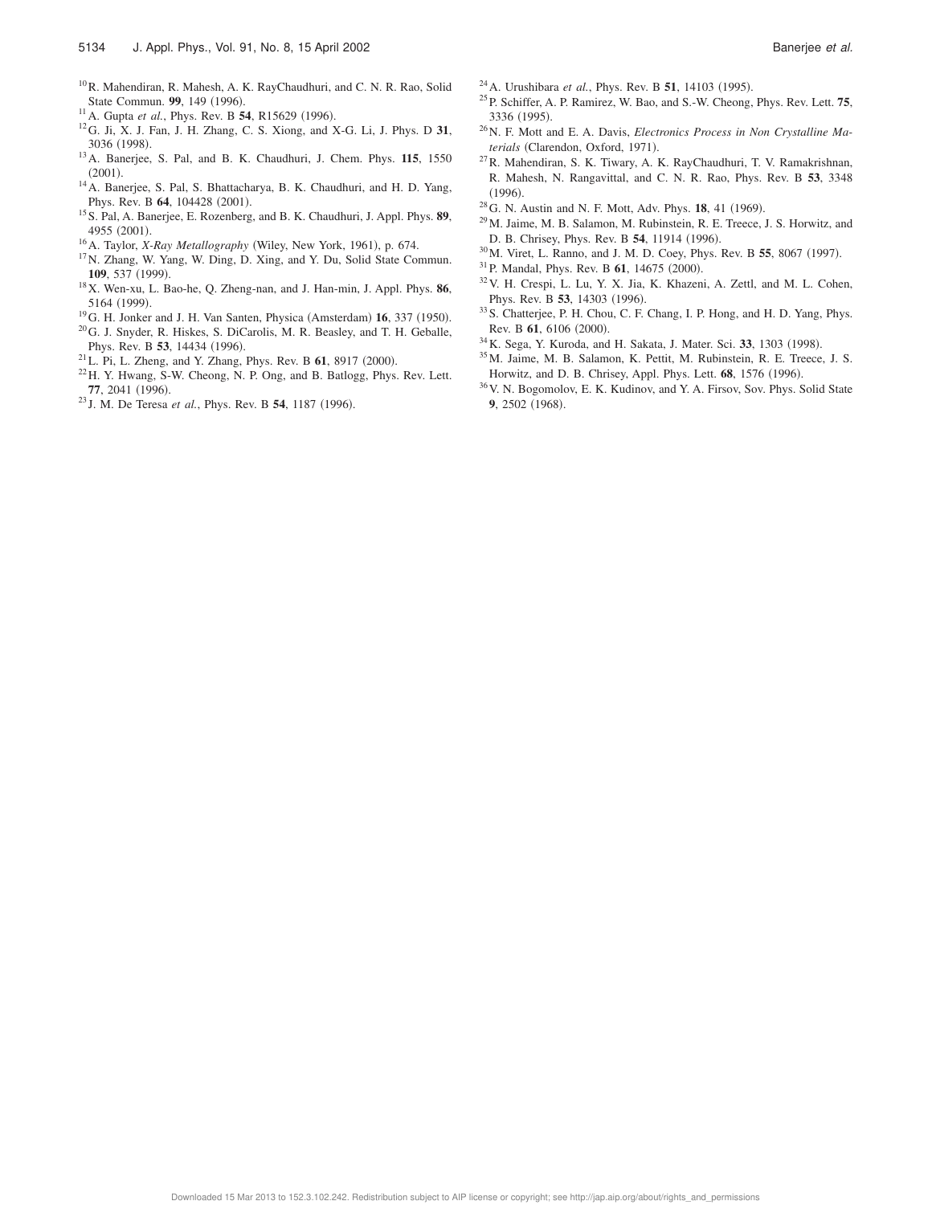[10] R. Mahendiran, R. Mahesh, A. K. RayChaudhuri, and C. N. R. Rao, Solid State Commun. **99**, 149 (1996).

[11] A. Gupta *et al.*, Phys. Rev. B **54**, R15629 (1996).

[12] G. Ji, X. J. Fan, J. H. Zhang, C. S. Xiong, and X-G. Li, J. Phys. D **31**, 3036 (1998).

[13] A. Banerjee, S. Pal, and B. K. Chaudhuri, J. Chem. Phys. **115**, 1550 (2001).

[14] A. Banerjee, S. Pal, S. Bhattacharya, B. K. Chaudhuri, and H. D. Yang, Phys. Rev. B **64**, 104428 (2001).

[15] S. Pal, A. Banerjee, E. Rozenberg, and B. K. Chaudhuri, J. Appl. Phys. **89**, 4955 (2001).

[16] A. Taylor, *X-Ray Metallography* (Wiley, New York, 1961), p. 674.

[17] N. Zhang, W. Yang, W. Ding, D. Xing, and Y. Du, Solid State Commun. **109**, 537 (1999).

[18] X. Wen-xu, L. Bao-he, Q. Zheng-nan, and J. Han-min, J. Appl. Phys. **86**, 5164 (1999).

[19] G. H. Jonker and J. H. Van Santen, Physica (Amsterdam) **16**, 337 (1950).

[20] G. J. Snyder, R. Hiskes, S. DiCarolis, M. R. Beasley, and T. H. Geballe, Phys. Rev. B **53**, 14434 (1996).

[21] L. Pi, L. Zheng, and Y. Zhang, Phys. Rev. B **61**, 8917 (2000).

[22] H. Y. Hwang, S-W. Cheong, N. P. Ong, and B. Batlogg, Phys. Rev. Lett. **77**, 2041 (1996).

[23] J. M. De Teresa *et al.*, Phys. Rev. B **54**, 1187 (1996).

[24] A. Urushibara *et al.*, Phys. Rev. B **51**, 14103 (1995).

[25] P. Schiffer, A. P. Ramirez, W. Bao, and S.-W. Cheong, Phys. Rev. Lett. **75**, 3336 (1995).

[26] N. F. Mott and E. A. Davis, *Electronics Process in Non Crystalline Materials* (Clarendon, Oxford, 1971).

[27] R. Mahendiran, S. K. Tiwary, A. K. RayChaudhuri, T. V. Ramakrishnan, R. Mahesh, N. Rangavittal, and C. N. R. Rao, Phys. Rev. B **53**, 3348 (1996).

[28] G. N. Austin and N. F. Mott, Adv. Phys. **18**, 41 (1969).

[29] M. Jaime, M. B. Salamon, M. Rubinstein, R. E. Treece, J. S. Horwitz, and D. B. Chrisey, Phys. Rev. B **54**, 11914 (1996).

[30] M. Viret, L. Ranno, and J. M. D. Coey, Phys. Rev. B **55**, 8067 (1997).

[31] P. Mandal, Phys. Rev. B **61**, 14675 (2000).

[32] V. H. Crespi, L. Lu, Y. X. Jia, K. Khazeni, A. Zettl, and M. L. Cohen, Phys. Rev. B **53**, 14303 (1996).

[33] S. Chatterjee, P. H. Chou, C. F. Chang, I. P. Hong, and H. D. Yang, Phys. Rev. B **61**, 6106 (2000).

[34] K. Sega, Y. Kuroda, and H. Sakata, J. Mater. Sci. **33**, 1303 (1998).

[35] M. Jaime, M. B. Salamon, K. Pettit, M. Rubinstein, R. E. Treece, J. S. Horwitz, and D. B. Chrisey, Appl. Phys. Lett. **68**, 1576 (1996).

[36] V. N. Bogomolov, E. K. Kudinov, and Y. A. Firsov, Sov. Phys. Solid State **9**, 2502 (1968).